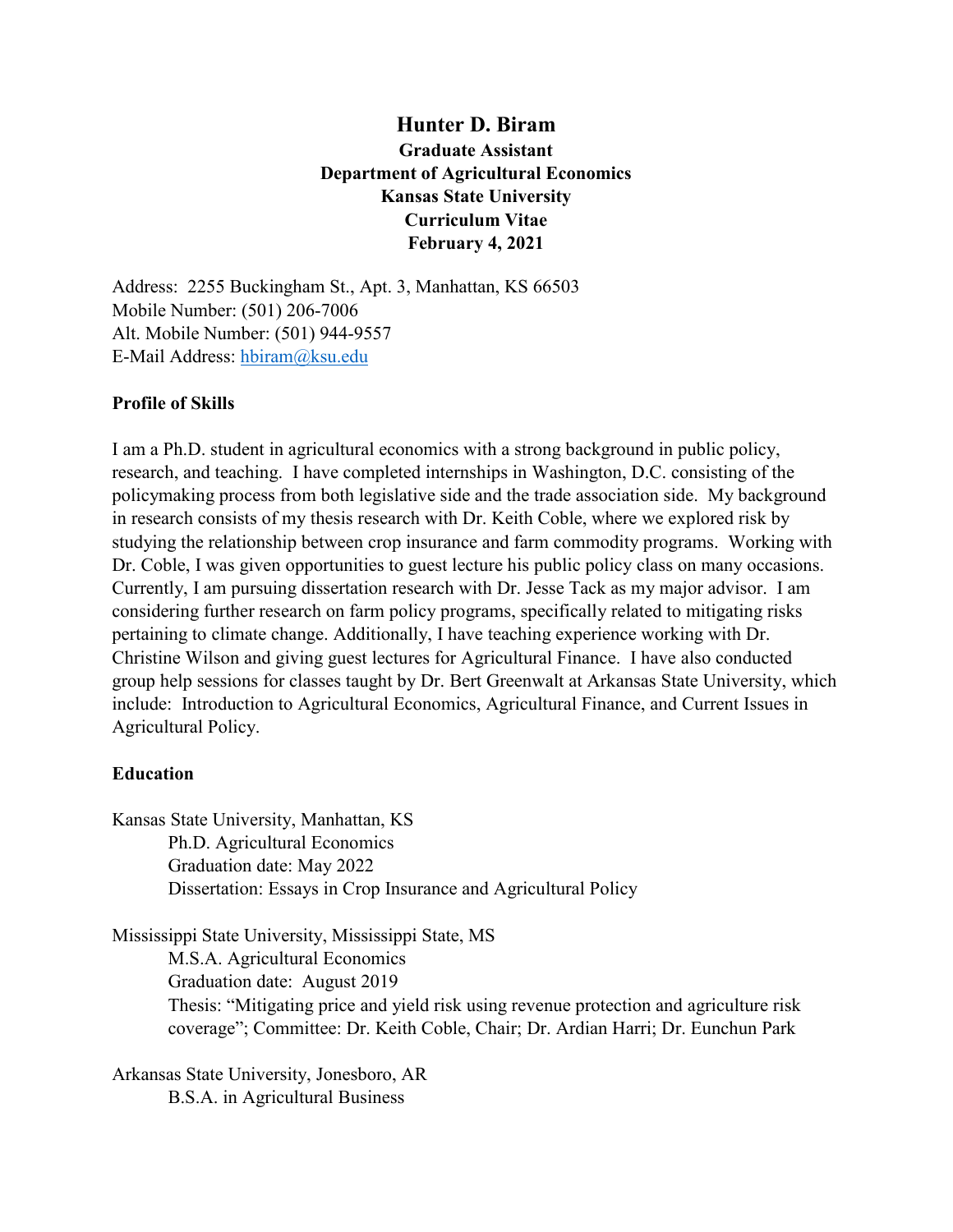# Hunter D. Biram

**Graduate Assistant**
**Department of Agricultural Economics**
**Kansas State University**
**Curriculum Vitae**
**February 4, 2021**

Address: 2255 Buckingham St., Apt. 3, Manhattan, KS 66503
Mobile Number: (501) 206-7006
Alt. Mobile Number: (501) 944-9557
E-Mail Address: hbiram@ksu.edu

## Profile of Skills

I am a Ph.D. student in agricultural economics with a strong background in public policy, research, and teaching. I have completed internships in Washington, D.C. consisting of the policymaking process from both legislative side and the trade association side. My background in research consists of my thesis research with Dr. Keith Coble, where we explored risk by studying the relationship between crop insurance and farm commodity programs. Working with Dr. Coble, I was given opportunities to guest lecture his public policy class on many occasions. Currently, I am pursuing dissertation research with Dr. Jesse Tack as my major advisor. I am considering further research on farm policy programs, specifically related to mitigating risks pertaining to climate change. Additionally, I have teaching experience working with Dr. Christine Wilson and giving guest lectures for Agricultural Finance. I have also conducted group help sessions for classes taught by Dr. Bert Greenwalt at Arkansas State University, which include: Introduction to Agricultural Economics, Agricultural Finance, and Current Issues in Agricultural Policy.

## Education

Kansas State University, Manhattan, KS
- Ph.D. Agricultural Economics
- Graduation date: May 2022
- Dissertation: Essays in Crop Insurance and Agricultural Policy

Mississippi State University, Mississippi State, MS
- M.S.A. Agricultural Economics
- Graduation date: August 2019
- Thesis: "Mitigating price and yield risk using revenue protection and agriculture risk coverage"; Committee: Dr. Keith Coble, Chair; Dr. Ardian Harri; Dr. Eunchun Park

Arkansas State University, Jonesboro, AR
- B.S.A. in Agricultural Business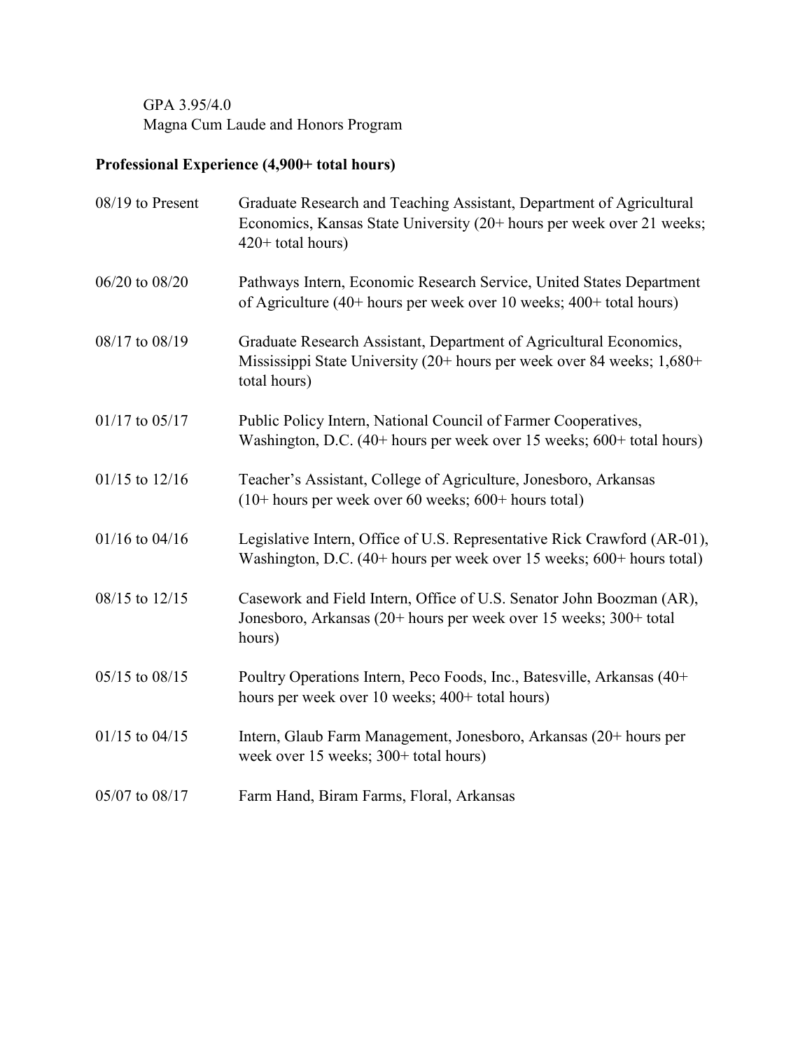GPA 3.95/4.0
Magna Cum Laude and Honors Program

**Professional Experience (4,900+ total hours)**

| | |
|---|---|
| 08/19 to Present | Graduate Research and Teaching Assistant, Department of Agricultural Economics, Kansas State University (20+ hours per week over 21 weeks; 420+ total hours) |
| 06/20 to 08/20 | Pathways Intern, Economic Research Service, United States Department of Agriculture (40+ hours per week over 10 weeks; 400+ total hours) |
| 08/17 to 08/19 | Graduate Research Assistant, Department of Agricultural Economics, Mississippi State University (20+ hours per week over 84 weeks; 1,680+ total hours) |
| 01/17 to 05/17 | Public Policy Intern, National Council of Farmer Cooperatives, Washington, D.C. (40+ hours per week over 15 weeks; 600+ total hours) |
| 01/15 to 12/16 | Teacher's Assistant, College of Agriculture, Jonesboro, Arkansas (10+ hours per week over 60 weeks; 600+ hours total) |
| 01/16 to 04/16 | Legislative Intern, Office of U.S. Representative Rick Crawford (AR-01), Washington, D.C. (40+ hours per week over 15 weeks; 600+ hours total) |
| 08/15 to 12/15 | Casework and Field Intern, Office of U.S. Senator John Boozman (AR), Jonesboro, Arkansas (20+ hours per week over 15 weeks; 300+ total hours) |
| 05/15 to 08/15 | Poultry Operations Intern, Peco Foods, Inc., Batesville, Arkansas (40+ hours per week over 10 weeks; 400+ total hours) |
| 01/15 to 04/15 | Intern, Glaub Farm Management, Jonesboro, Arkansas (20+ hours per week over 15 weeks; 300+ total hours) |
| 05/07 to 08/17 | Farm Hand, Biram Farms, Floral, Arkansas |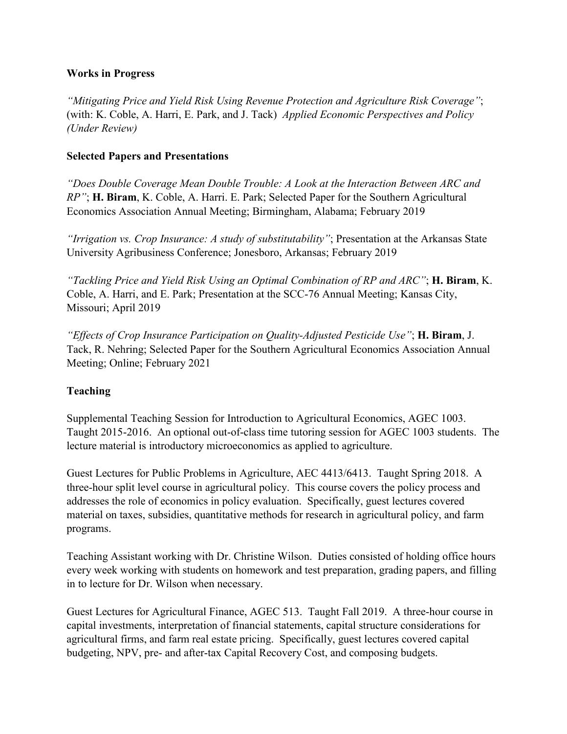**Works in Progress**

*"Mitigating Price and Yield Risk Using Revenue Protection and Agriculture Risk Coverage"*; (with: K. Coble, A. Harri, E. Park, and J. Tack) *Applied Economic Perspectives and Policy (Under Review)*

**Selected Papers and Presentations**

*"Does Double Coverage Mean Double Trouble: A Look at the Interaction Between ARC and RP"*; **H. Biram**, K. Coble, A. Harri. E. Park; Selected Paper for the Southern Agricultural Economics Association Annual Meeting; Birmingham, Alabama; February 2019

*"Irrigation vs. Crop Insurance: A study of substitutability"*; Presentation at the Arkansas State University Agribusiness Conference; Jonesboro, Arkansas; February 2019

*"Tackling Price and Yield Risk Using an Optimal Combination of RP and ARC"*; **H. Biram**, K. Coble, A. Harri, and E. Park; Presentation at the SCC-76 Annual Meeting; Kansas City, Missouri; April 2019

*"Effects of Crop Insurance Participation on Quality-Adjusted Pesticide Use"*; **H. Biram**, J. Tack, R. Nehring; Selected Paper for the Southern Agricultural Economics Association Annual Meeting; Online; February 2021

**Teaching**

Supplemental Teaching Session for Introduction to Agricultural Economics, AGEC 1003. Taught 2015-2016. An optional out-of-class time tutoring session for AGEC 1003 students. The lecture material is introductory microeconomics as applied to agriculture.

Guest Lectures for Public Problems in Agriculture, AEC 4413/6413. Taught Spring 2018. A three-hour split level course in agricultural policy. This course covers the policy process and addresses the role of economics in policy evaluation. Specifically, guest lectures covered material on taxes, subsidies, quantitative methods for research in agricultural policy, and farm programs.

Teaching Assistant working with Dr. Christine Wilson. Duties consisted of holding office hours every week working with students on homework and test preparation, grading papers, and filling in to lecture for Dr. Wilson when necessary.

Guest Lectures for Agricultural Finance, AGEC 513. Taught Fall 2019. A three-hour course in capital investments, interpretation of financial statements, capital structure considerations for agricultural firms, and farm real estate pricing. Specifically, guest lectures covered capital budgeting, NPV, pre- and after-tax Capital Recovery Cost, and composing budgets.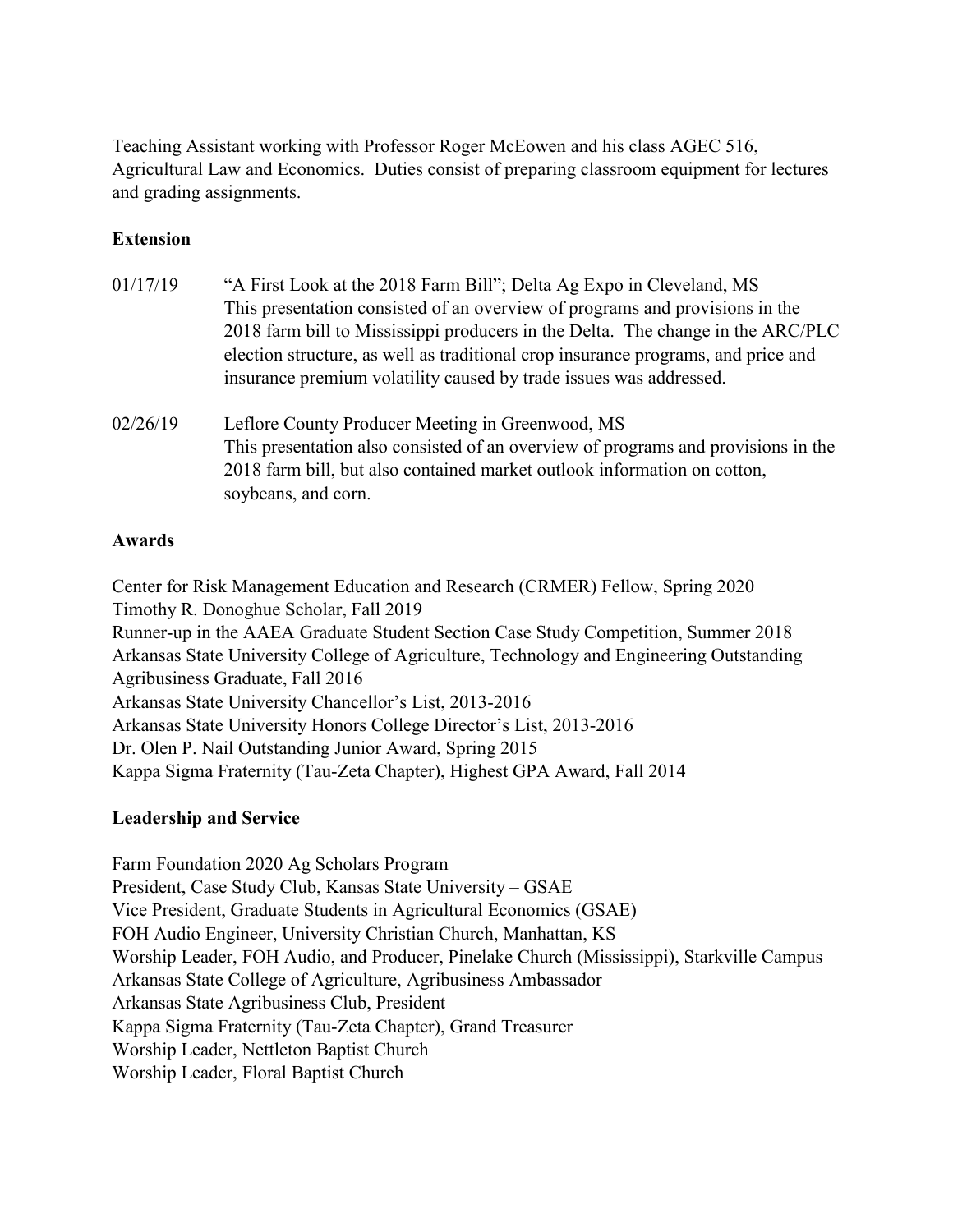Teaching Assistant working with Professor Roger McEowen and his class AGEC 516, Agricultural Law and Economics. Duties consist of preparing classroom equipment for lectures and grading assignments.

**Extension**

01/17/19 "A First Look at the 2018 Farm Bill"; Delta Ag Expo in Cleveland, MS
This presentation consisted of an overview of programs and provisions in the 2018 farm bill to Mississippi producers in the Delta. The change in the ARC/PLC election structure, as well as traditional crop insurance programs, and price and insurance premium volatility caused by trade issues was addressed.

02/26/19 Leflore County Producer Meeting in Greenwood, MS
This presentation also consisted of an overview of programs and provisions in the 2018 farm bill, but also contained market outlook information on cotton, soybeans, and corn.

**Awards**

Center for Risk Management Education and Research (CRMER) Fellow, Spring 2020
Timothy R. Donoghue Scholar, Fall 2019
Runner-up in the AAEA Graduate Student Section Case Study Competition, Summer 2018
Arkansas State University College of Agriculture, Technology and Engineering Outstanding Agribusiness Graduate, Fall 2016
Arkansas State University Chancellor's List, 2013-2016
Arkansas State University Honors College Director's List, 2013-2016
Dr. Olen P. Nail Outstanding Junior Award, Spring 2015
Kappa Sigma Fraternity (Tau-Zeta Chapter), Highest GPA Award, Fall 2014

**Leadership and Service**

Farm Foundation 2020 Ag Scholars Program
President, Case Study Club, Kansas State University – GSAE
Vice President, Graduate Students in Agricultural Economics (GSAE)
FOH Audio Engineer, University Christian Church, Manhattan, KS
Worship Leader, FOH Audio, and Producer, Pinelake Church (Mississippi), Starkville Campus
Arkansas State College of Agriculture, Agribusiness Ambassador
Arkansas State Agribusiness Club, President
Kappa Sigma Fraternity (Tau-Zeta Chapter), Grand Treasurer
Worship Leader, Nettleton Baptist Church
Worship Leader, Floral Baptist Church